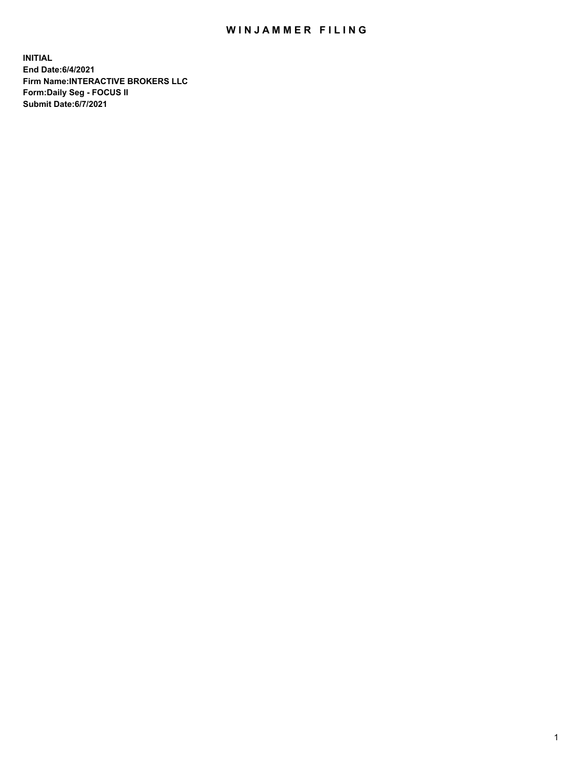# WINJAMMER FILING

**INITIAL**
**End Date:6/4/2021**
**Firm Name:INTERACTIVE BROKERS LLC**
**Form:Daily Seg - FOCUS II**
**Submit Date:6/7/2021**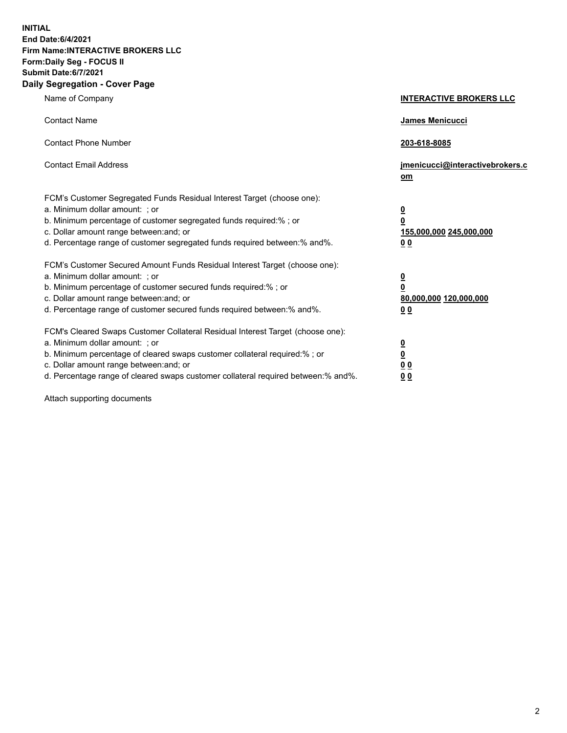**INITIAL**
**End Date:6/4/2021**
**Firm Name:INTERACTIVE BROKERS LLC**
**Form:Daily Seg - FOCUS II**
**Submit Date:6/7/2021**

## Daily Segregation - Cover Page

| | |
|---|---|
| Name of Company | **INTERACTIVE BROKERS LLC** |
| Contact Name | **James Menicucci** |
| Contact Phone Number | **203-618-8085** |
| Contact Email Address | **jmenicucci@interactivebrokers.com** |

FCM's Customer Segregated Funds Residual Interest Target (choose one):

| | |
|---|---|
| a. Minimum dollar amount: ; or | **0** |
| b. Minimum percentage of customer segregated funds required:% ; or | **0** |
| c. Dollar amount range between:and; or | **155,000,000** **245,000,000** |
| d. Percentage range of customer segregated funds required between:% and%. | **0** **0** |

FCM's Customer Secured Amount Funds Residual Interest Target (choose one):

| | |
|---|---|
| a. Minimum dollar amount: ; or | **0** |
| b. Minimum percentage of customer secured funds required:% ; or | **0** |
| c. Dollar amount range between:and; or | **80,000,000** **120,000,000** |
| d. Percentage range of customer secured funds required between:% and%. | **0** **0** |

FCM's Cleared Swaps Customer Collateral Residual Interest Target (choose one):

| | |
|---|---|
| a. Minimum dollar amount: ; or | **0** |
| b. Minimum percentage of cleared swaps customer collateral required:% ; or | **0** |
| c. Dollar amount range between:and; or | **0** **0** |
| d. Percentage range of cleared swaps customer collateral required between:% and%. | **0** **0** |

Attach supporting documents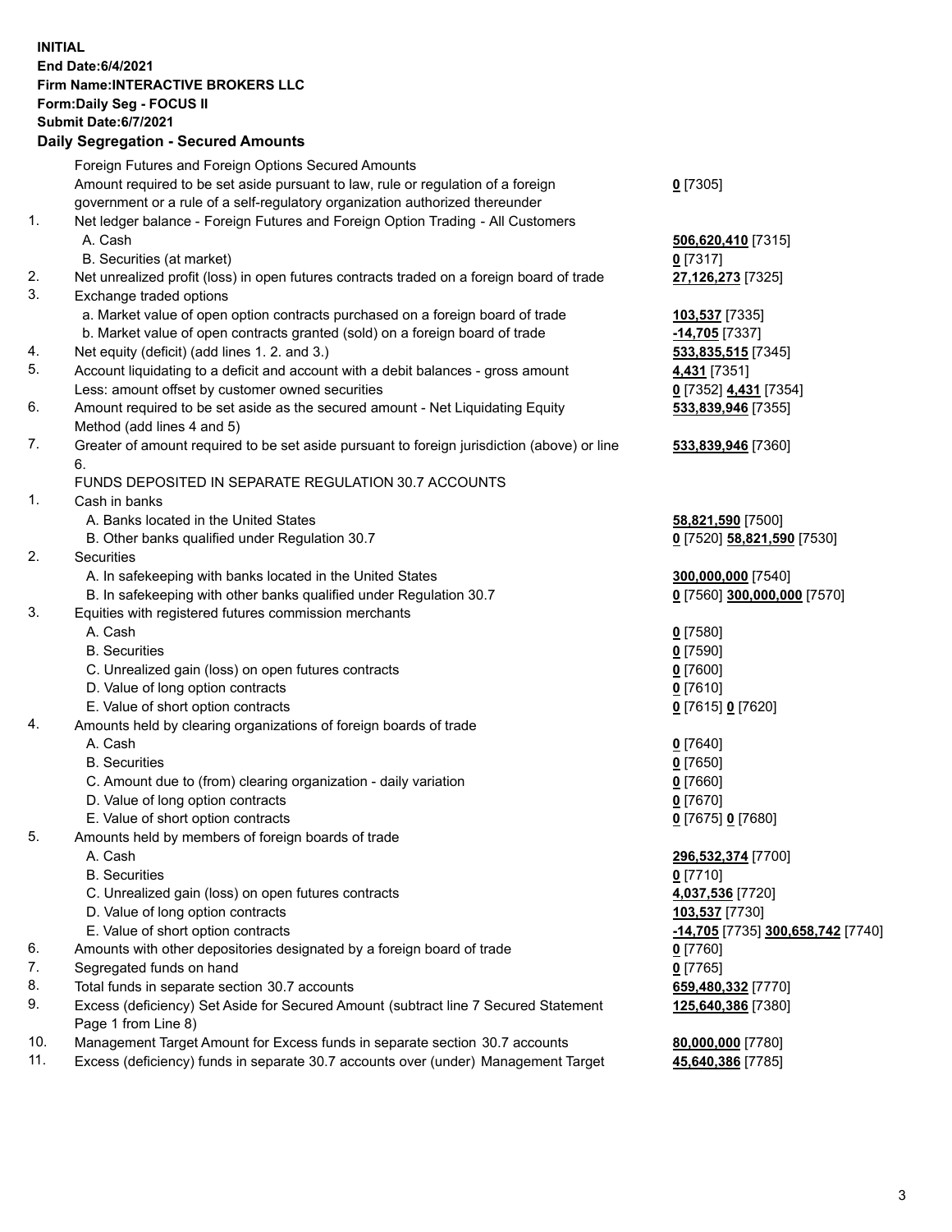**INITIAL**
**End Date:6/4/2021**
**Firm Name:INTERACTIVE BROKERS LLC**
**Form:Daily Seg - FOCUS II**
**Submit Date:6/7/2021**

## Daily Segregation - Secured Amounts

| | | |
|---|---|---|
| | Foreign Futures and Foreign Options Secured Amounts | |
| | Amount required to be set aside pursuant to law, rule or regulation of a foreign government or a rule of a self-regulatory organization authorized thereunder | **0** [7305] |
| 1. | Net ledger balance - Foreign Futures and Foreign Option Trading - All Customers | |
| | A. Cash | **506,620,410** [7315] |
| | B. Securities (at market) | **0** [7317] |
| 2. | Net unrealized profit (loss) in open futures contracts traded on a foreign board of trade | **27,126,273** [7325] |
| 3. | Exchange traded options | |
| | a. Market value of open option contracts purchased on a foreign board of trade | **103,537** [7335] |
| | b. Market value of open contracts granted (sold) on a foreign board of trade | **-14,705** [7337] |
| 4. | Net equity (deficit) (add lines 1. 2. and 3.) | **533,835,515** [7345] |
| 5. | Account liquidating to a deficit and account with a debit balances - gross amount | **4,431** [7351] |
| | Less: amount offset by customer owned securities | **0** [7352] **4,431** [7354] |
| 6. | Amount required to be set aside as the secured amount - Net Liquidating Equity Method (add lines 4 and 5) | **533,839,946** [7355] |
| 7. | Greater of amount required to be set aside pursuant to foreign jurisdiction (above) or line 6. | **533,839,946** [7360] |
| | FUNDS DEPOSITED IN SEPARATE REGULATION 30.7 ACCOUNTS | |
| 1. | Cash in banks | |
| | A. Banks located in the United States | **58,821,590** [7500] |
| | B. Other banks qualified under Regulation 30.7 | **0** [7520] **58,821,590** [7530] |
| 2. | Securities | |
| | A. In safekeeping with banks located in the United States | **300,000,000** [7540] |
| | B. In safekeeping with other banks qualified under Regulation 30.7 | **0** [7560] **300,000,000** [7570] |
| 3. | Equities with registered futures commission merchants | |
| | A. Cash | **0** [7580] |
| | B. Securities | **0** [7590] |
| | C. Unrealized gain (loss) on open futures contracts | **0** [7600] |
| | D. Value of long option contracts | **0** [7610] |
| | E. Value of short option contracts | **0** [7615] **0** [7620] |
| 4. | Amounts held by clearing organizations of foreign boards of trade | |
| | A. Cash | **0** [7640] |
| | B. Securities | **0** [7650] |
| | C. Amount due to (from) clearing organization - daily variation | **0** [7660] |
| | D. Value of long option contracts | **0** [7670] |
| | E. Value of short option contracts | **0** [7675] **0** [7680] |
| 5. | Amounts held by members of foreign boards of trade | |
| | A. Cash | **296,532,374** [7700] |
| | B. Securities | **0** [7710] |
| | C. Unrealized gain (loss) on open futures contracts | **4,037,536** [7720] |
| | D. Value of long option contracts | **103,537** [7730] |
| | E. Value of short option contracts | **-14,705** [7735] **300,658,742** [7740] |
| 6. | Amounts with other depositories designated by a foreign board of trade | **0** [7760] |
| 7. | Segregated funds on hand | **0** [7765] |
| 8. | Total funds in separate section 30.7 accounts | **659,480,332** [7770] |
| 9. | Excess (deficiency) Set Aside for Secured Amount (subtract line 7 Secured Statement Page 1 from Line 8) | **125,640,386** [7380] |
| 10. | Management Target Amount for Excess funds in separate section 30.7 accounts | **80,000,000** [7780] |
| 11. | Excess (deficiency) funds in separate 30.7 accounts over (under) Management Target | **45,640,386** [7785] |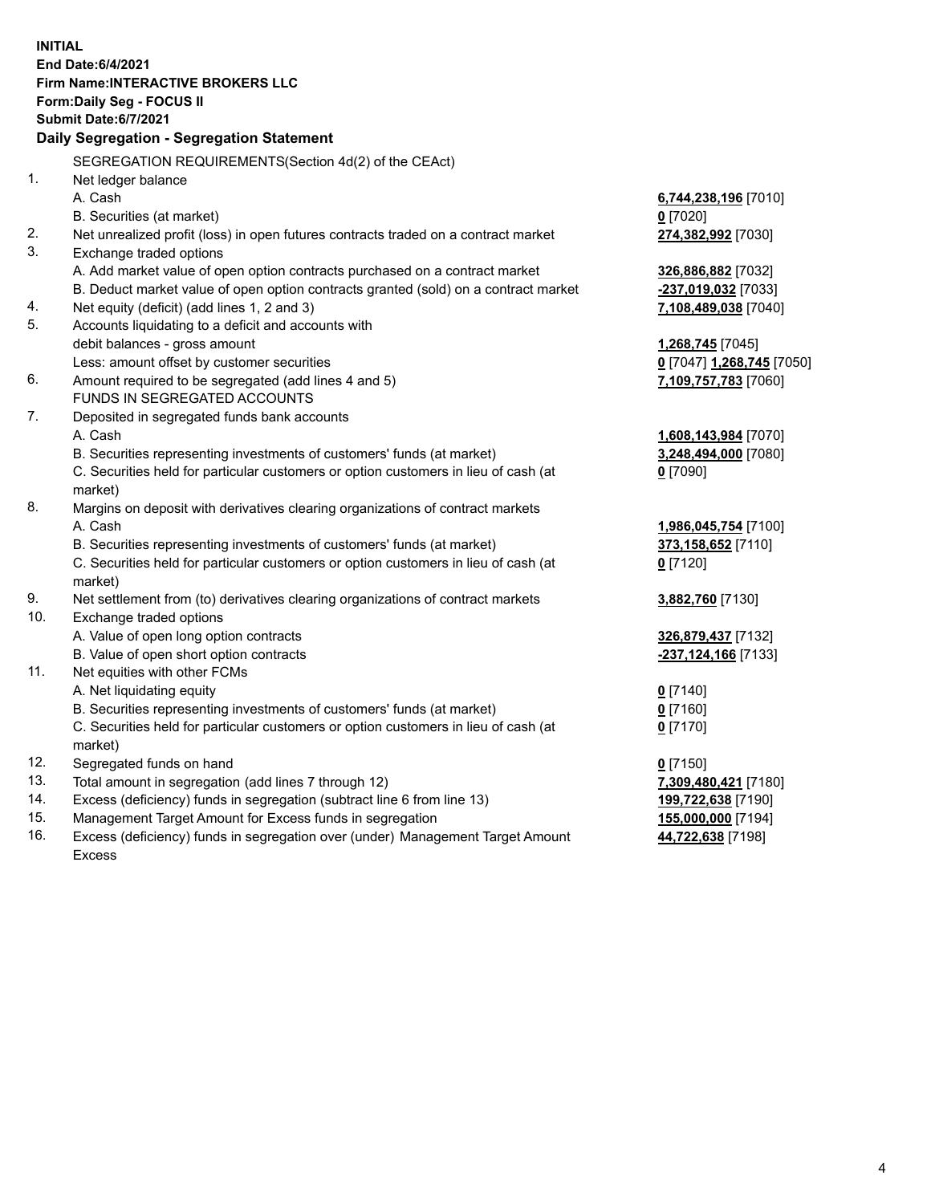**INITIAL**
**End Date:6/4/2021**
**Firm Name:INTERACTIVE BROKERS LLC**
**Form:Daily Seg - FOCUS II**
**Submit Date:6/7/2021**

### Daily Segregation - Segregation Statement

SEGREGATION REQUIREMENTS(Section 4d(2) of the CEAct)

| | | |
|---|---|---|
| 1. | Net ledger balance | |
| | A. Cash | **6,744,238,196** [7010] |
| | B. Securities (at market) | **0** [7020] |
| 2. | Net unrealized profit (loss) in open futures contracts traded on a contract market | **274,382,992** [7030] |
| 3. | Exchange traded options | |
| | A. Add market value of open option contracts purchased on a contract market | **326,886,882** [7032] |
| | B. Deduct market value of open option contracts granted (sold) on a contract market | **-237,019,032** [7033] |
| 4. | Net equity (deficit) (add lines 1, 2 and 3) | **7,108,489,038** [7040] |
| 5. | Accounts liquidating to a deficit and accounts with debit balances - gross amount | **1,268,745** [7045] |
| | Less: amount offset by customer securities | **0** [7047] **1,268,745** [7050] |
| 6. | Amount required to be segregated (add lines 4 and 5) | **7,109,757,783** [7060] |
| | FUNDS IN SEGREGATED ACCOUNTS | |
| 7. | Deposited in segregated funds bank accounts | |
| | A. Cash | **1,608,143,984** [7070] |
| | B. Securities representing investments of customers' funds (at market) | **3,248,494,000** [7080] |
| | C. Securities held for particular customers or option customers in lieu of cash (at market) | **0** [7090] |
| 8. | Margins on deposit with derivatives clearing organizations of contract markets | |
| | A. Cash | **1,986,045,754** [7100] |
| | B. Securities representing investments of customers' funds (at market) | **373,158,652** [7110] |
| | C. Securities held for particular customers or option customers in lieu of cash (at market) | **0** [7120] |
| 9. | Net settlement from (to) derivatives clearing organizations of contract markets | **3,882,760** [7130] |
| 10. | Exchange traded options | |
| | A. Value of open long option contracts | **326,879,437** [7132] |
| | B. Value of open short option contracts | **-237,124,166** [7133] |
| 11. | Net equities with other FCMs | |
| | A. Net liquidating equity | **0** [7140] |
| | B. Securities representing investments of customers' funds (at market) | **0** [7160] |
| | C. Securities held for particular customers or option customers in lieu of cash (at market) | **0** [7170] |
| 12. | Segregated funds on hand | **0** [7150] |
| 13. | Total amount in segregation (add lines 7 through 12) | **7,309,480,421** [7180] |
| 14. | Excess (deficiency) funds in segregation (subtract line 6 from line 13) | **199,722,638** [7190] |
| 15. | Management Target Amount for Excess funds in segregation | **155,000,000** [7194] |
| 16. | Excess (deficiency) funds in segregation over (under) Management Target Amount Excess | **44,722,638** [7198] |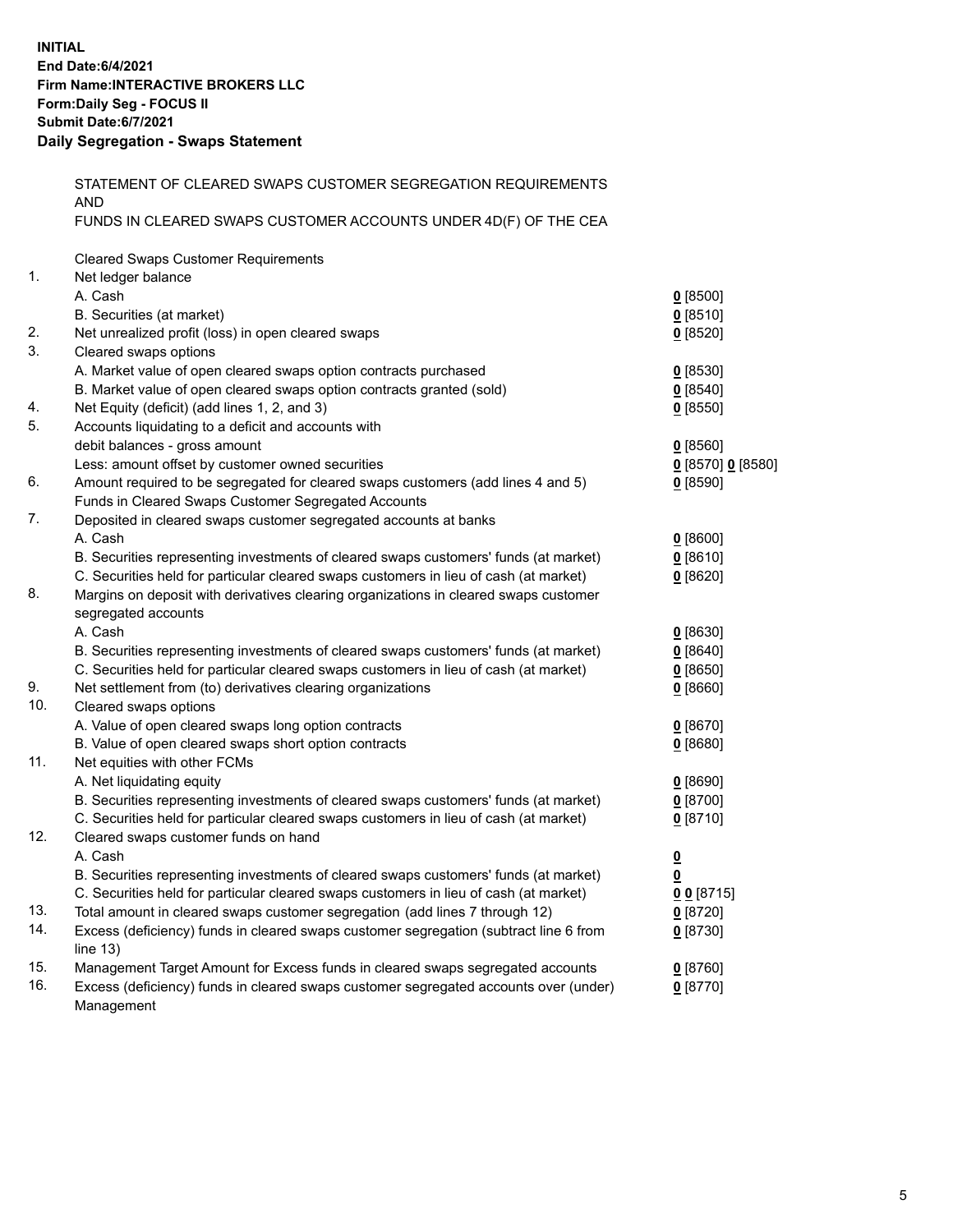**INITIAL**
**End Date:6/4/2021**
**Firm Name:INTERACTIVE BROKERS LLC**
**Form:Daily Seg - FOCUS II**
**Submit Date:6/7/2021**
**Daily Segregation - Swaps Statement**

STATEMENT OF CLEARED SWAPS CUSTOMER SEGREGATION REQUIREMENTS AND FUNDS IN CLEARED SWAPS CUSTOMER ACCOUNTS UNDER 4D(F) OF THE CEA

| | | |
|---|---|---|
| | Cleared Swaps Customer Requirements | |
| 1. | Net ledger balance | |
| | A. Cash | 0 [8500] |
| | B. Securities (at market) | 0 [8510] |
| 2. | Net unrealized profit (loss) in open cleared swaps | 0 [8520] |
| 3. | Cleared swaps options | |
| | A. Market value of open cleared swaps option contracts purchased | 0 [8530] |
| | B. Market value of open cleared swaps option contracts granted (sold) | 0 [8540] |
| 4. | Net Equity (deficit) (add lines 1, 2, and 3) | 0 [8550] |
| 5. | Accounts liquidating to a deficit and accounts with debit balances - gross amount | 0 [8560] |
| | Less: amount offset by customer owned securities | 0 [8570] 0 [8580] |
| 6. | Amount required to be segregated for cleared swaps customers (add lines 4 and 5) | 0 [8590] |
| | Funds in Cleared Swaps Customer Segregated Accounts | |
| 7. | Deposited in cleared swaps customer segregated accounts at banks | |
| | A. Cash | 0 [8600] |
| | B. Securities representing investments of cleared swaps customers' funds (at market) | 0 [8610] |
| | C. Securities held for particular cleared swaps customers in lieu of cash (at market) | 0 [8620] |
| 8. | Margins on deposit with derivatives clearing organizations in cleared swaps customer segregated accounts | |
| | A. Cash | 0 [8630] |
| | B. Securities representing investments of cleared swaps customers' funds (at market) | 0 [8640] |
| | C. Securities held for particular cleared swaps customers in lieu of cash (at market) | 0 [8650] |
| 9. | Net settlement from (to) derivatives clearing organizations | 0 [8660] |
| 10. | Cleared swaps options | |
| | A. Value of open cleared swaps long option contracts | 0 [8670] |
| | B. Value of open cleared swaps short option contracts | 0 [8680] |
| 11. | Net equities with other FCMs | |
| | A. Net liquidating equity | 0 [8690] |
| | B. Securities representing investments of cleared swaps customers' funds (at market) | 0 [8700] |
| | C. Securities held for particular cleared swaps customers in lieu of cash (at market) | 0 [8710] |
| 12. | Cleared swaps customer funds on hand | |
| | A. Cash | 0 |
| | B. Securities representing investments of cleared swaps customers' funds (at market) | 0 |
| | C. Securities held for particular cleared swaps customers in lieu of cash (at market) | 0 0 [8715] |
| 13. | Total amount in cleared swaps customer segregation (add lines 7 through 12) | 0 [8720] |
| 14. | Excess (deficiency) funds in cleared swaps customer segregation (subtract line 6 from line 13) | 0 [8730] |
| 15. | Management Target Amount for Excess funds in cleared swaps segregated accounts | 0 [8760] |
| 16. | Excess (deficiency) funds in cleared swaps customer segregated accounts over (under) Management | 0 [8770] |